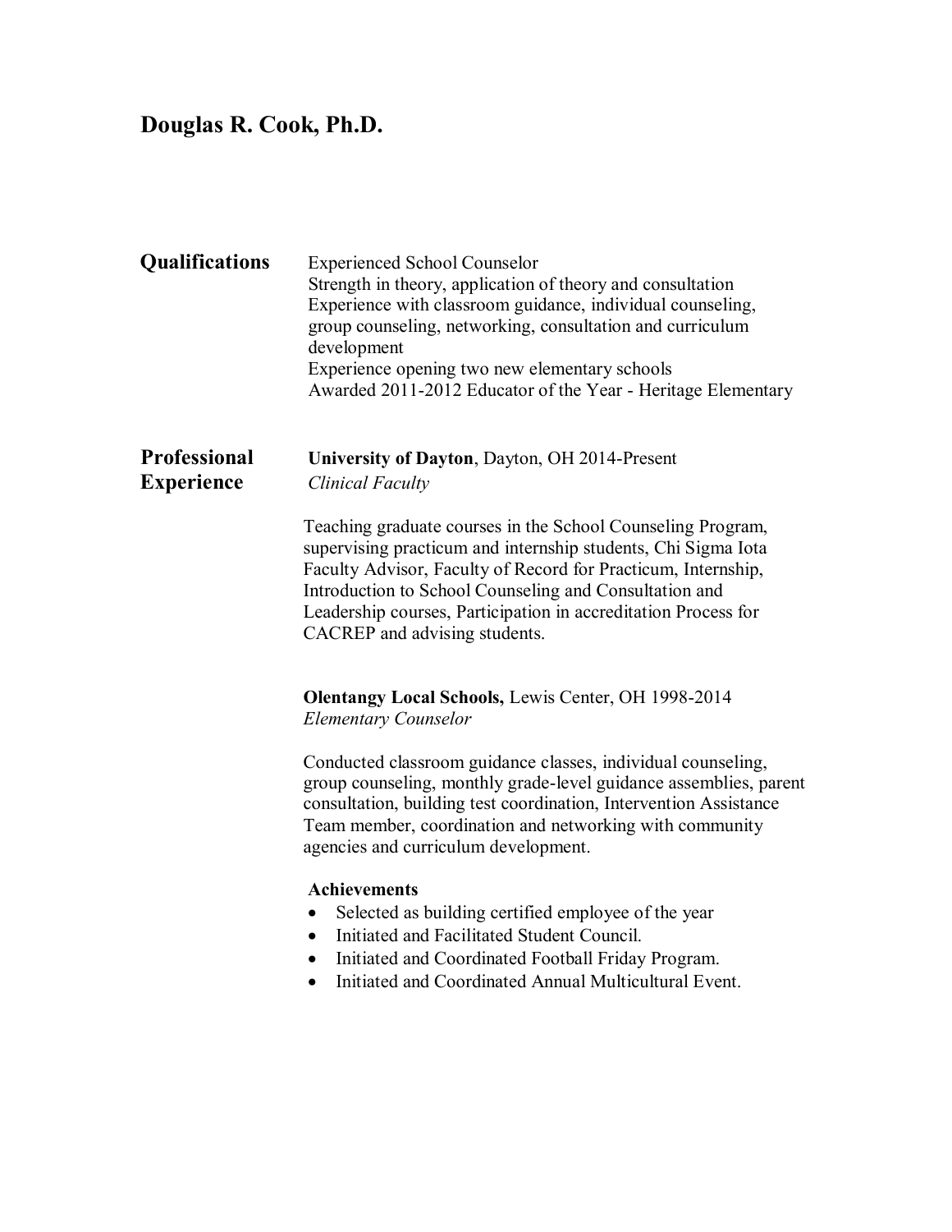# Douglas R. Cook, Ph.D.

## Qualifications

Experienced School Counselor
Strength in theory, application of theory and consultation
Experience with classroom guidance, individual counseling, group counseling, networking, consultation and curriculum development
Experience opening two new elementary schools
Awarded 2011-2012 Educator of the Year - Heritage Elementary

## Professional Experience

**University of Dayton**, Dayton, OH 2014-Present
*Clinical Faculty*

Teaching graduate courses in the School Counseling Program, supervising practicum and internship students, Chi Sigma Iota Faculty Advisor, Faculty of Record for Practicum, Internship, Introduction to School Counseling and Consultation and Leadership courses, Participation in accreditation Process for CACREP and advising students.

**Olentangy Local Schools,** Lewis Center, OH 1998-2014
*Elementary Counselor*

Conducted classroom guidance classes, individual counseling, group counseling, monthly grade-level guidance assemblies, parent consultation, building test coordination, Intervention Assistance Team member, coordination and networking with community agencies and curriculum development.

**Achievements**

- Selected as building certified employee of the year
- Initiated and Facilitated Student Council.
- Initiated and Coordinated Football Friday Program.
- Initiated and Coordinated Annual Multicultural Event.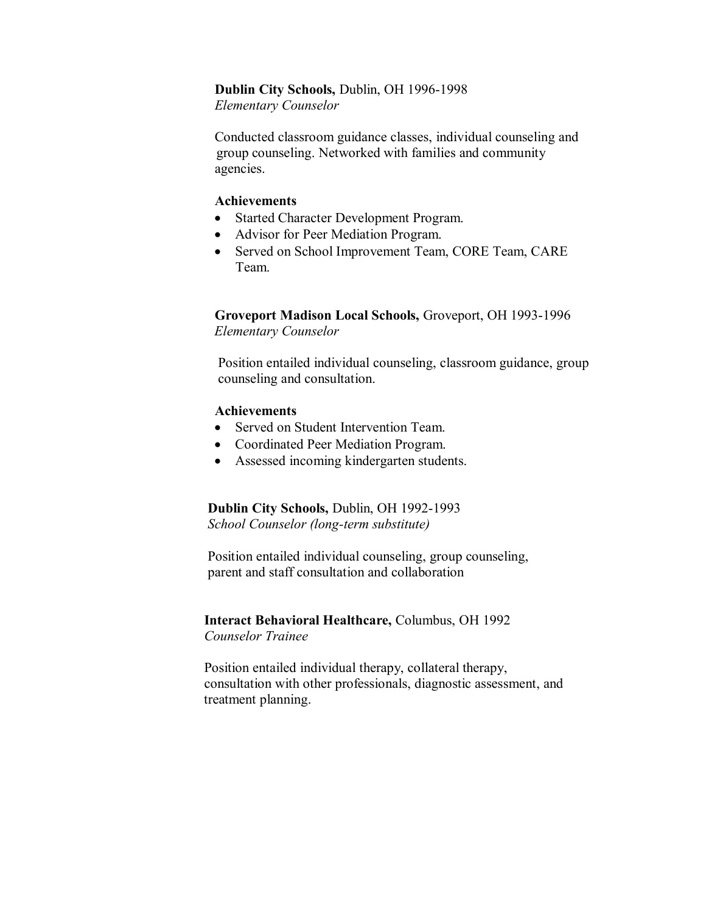**Dublin City Schools,** Dublin, OH 1996-1998
*Elementary Counselor*

Conducted classroom guidance classes, individual counseling and group counseling. Networked with families and community agencies.

**Achievements**

- Started Character Development Program.
- Advisor for Peer Mediation Program.
- Served on School Improvement Team, CORE Team, CARE Team.

**Groveport Madison Local Schools,** Groveport, OH 1993-1996
*Elementary Counselor*

Position entailed individual counseling, classroom guidance, group counseling and consultation.

**Achievements**

- Served on Student Intervention Team.
- Coordinated Peer Mediation Program.
- Assessed incoming kindergarten students.

**Dublin City Schools,** Dublin, OH 1992-1993
*School Counselor (long-term substitute)*

Position entailed individual counseling, group counseling, parent and staff consultation and collaboration

**Interact Behavioral Healthcare,** Columbus, OH 1992
*Counselor Trainee*

Position entailed individual therapy, collateral therapy, consultation with other professionals, diagnostic assessment, and treatment planning.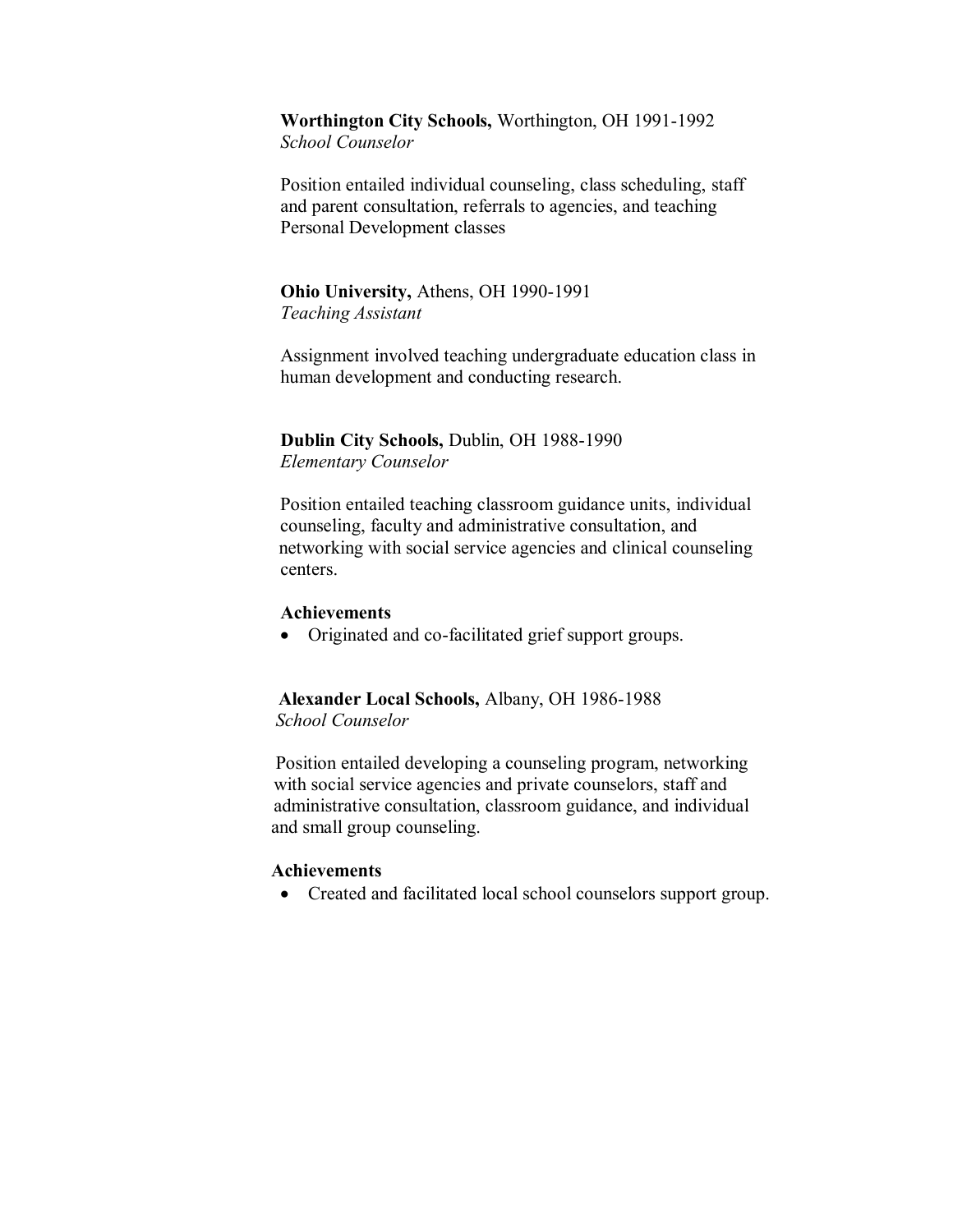**Worthington City Schools,** Worthington, OH 1991-1992
*School Counselor*

Position entailed individual counseling, class scheduling, staff and parent consultation, referrals to agencies, and teaching Personal Development classes

**Ohio University,** Athens, OH 1990-1991
*Teaching Assistant*

Assignment involved teaching undergraduate education class in human development and conducting research.

**Dublin City Schools,** Dublin, OH 1988-1990
*Elementary Counselor*

Position entailed teaching classroom guidance units, individual counseling, faculty and administrative consultation, and networking with social service agencies and clinical counseling centers.

**Achievements**

- Originated and co-facilitated grief support groups.

**Alexander Local Schools,** Albany, OH 1986-1988
*School Counselor*

Position entailed developing a counseling program, networking with social service agencies and private counselors, staff and administrative consultation, classroom guidance, and individual and small group counseling.

**Achievements**

- Created and facilitated local school counselors support group.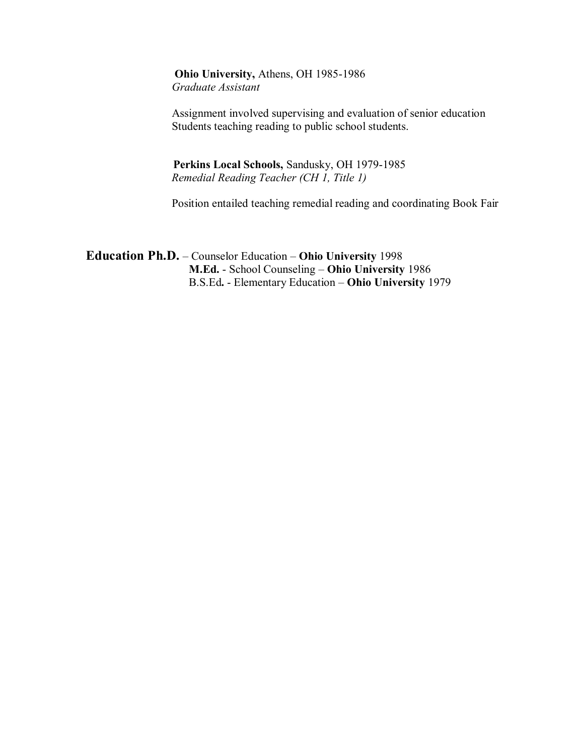**Ohio University,** Athens, OH 1985-1986
*Graduate Assistant*

Assignment involved supervising and evaluation of senior education Students teaching reading to public school students.

**Perkins Local Schools,** Sandusky, OH 1979-1985
*Remedial Reading Teacher (CH 1, Title 1)*

Position entailed teaching remedial reading and coordinating Book Fair

## Education

**Ph.D.** – Counselor Education – **Ohio University** 1998
**M.Ed.** - School Counseling – **Ohio University** 1986
B.S.Ed**.** - Elementary Education – **Ohio University** 1979